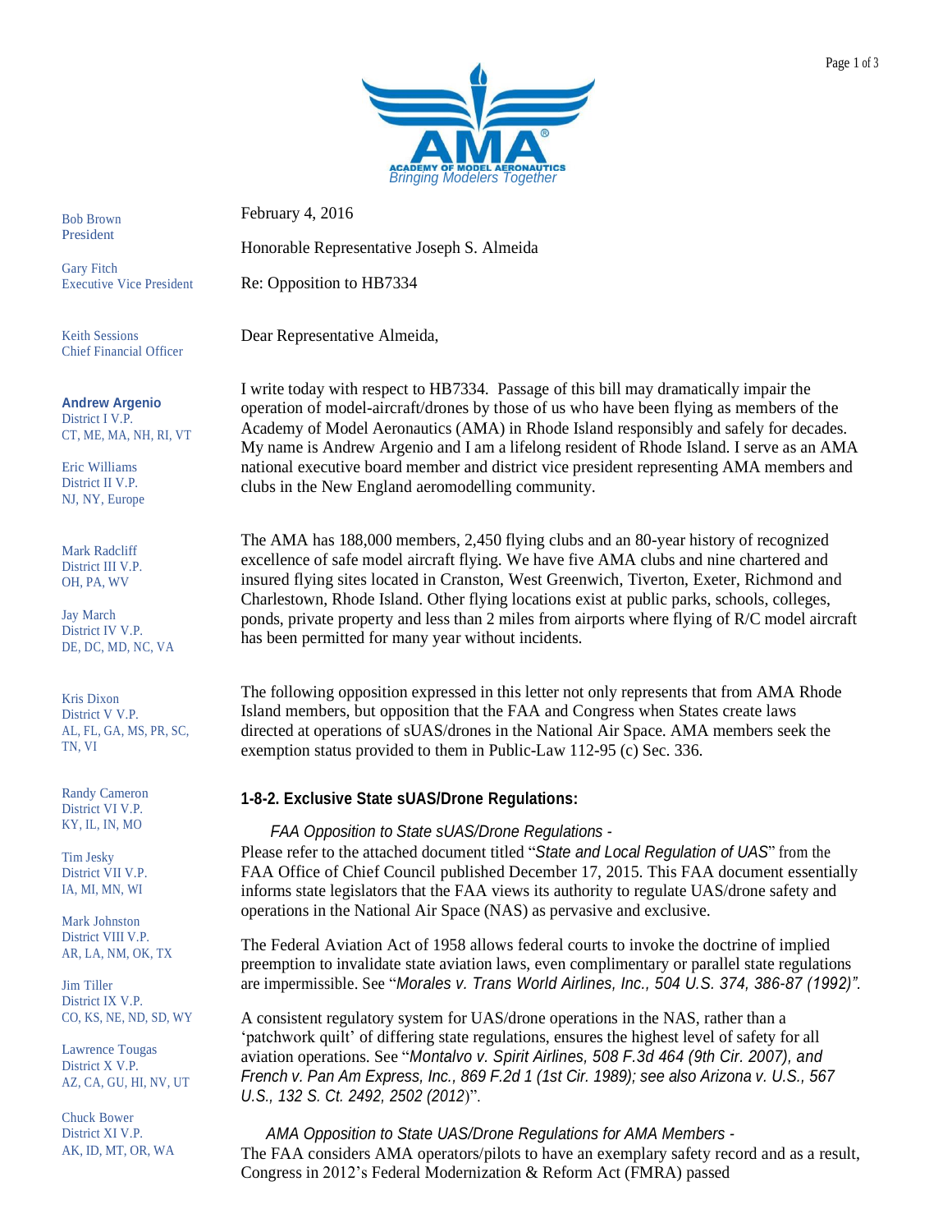**ACADEMY OF MODEL AERONAUTICS**
*Bringing Modelers Together*

Bob Brown
President

Gary Fitch
Executive Vice President

Keith Sessions
Chief Financial Officer

**Andrew Argenio**
District I V.P.
CT, ME, MA, NH, RI, VT

Eric Williams
District II V.P.
NJ, NY, Europe

Mark Radcliff
District III V.P.
OH, PA, WV

Jay March
District IV V.P.
DE, DC, MD, NC, VA

Kris Dixon
District V V.P.
AL, FL, GA, MS, PR, SC, TN, VI

Randy Cameron
District VI V.P.
KY, IL, IN, MO

Tim Jesky
District VII V.P.
IA, MI, MN, WI

Mark Johnston
District VIII V.P.
AR, LA, NM, OK, TX

Jim Tiller
District IX V.P.
CO, KS, NE, ND, SD, WY

Lawrence Tougas
District X V.P.
AZ, CA, GU, HI, NV, UT

Chuck Bower
District XI V.P.
AK, ID, MT, OR, WA

February 4, 2016

Honorable Representative Joseph S. Almeida

Re: Opposition to HB7334

Dear Representative Almeida,

I write today with respect to HB7334. Passage of this bill may dramatically impair the operation of model-aircraft/drones by those of us who have been flying as members of the Academy of Model Aeronautics (AMA) in Rhode Island responsibly and safely for decades. My name is Andrew Argenio and I am a lifelong resident of Rhode Island. I serve as an AMA national executive board member and district vice president representing AMA members and clubs in the New England aeromodelling community.

The AMA has 188,000 members, 2,450 flying clubs and an 80-year history of recognized excellence of safe model aircraft flying. We have five AMA clubs and nine chartered and insured flying sites located in Cranston, West Greenwich, Tiverton, Exeter, Richmond and Charlestown, Rhode Island. Other flying locations exist at public parks, schools, colleges, ponds, private property and less than 2 miles from airports where flying of R/C model aircraft has been permitted for many year without incidents.

The following opposition expressed in this letter not only represents that from AMA Rhode Island members, but opposition that the FAA and Congress when States create laws directed at operations of sUAS/drones in the National Air Space. AMA members seek the exemption status provided to them in Public-Law 112-95 (c) Sec. 336.

**1-8-2. Exclusive State sUAS/Drone Regulations:**

*FAA Opposition to State sUAS/Drone Regulations -*
Please refer to the attached document titled "*State and Local Regulation of UAS*" from the FAA Office of Chief Council published December 17, 2015. This FAA document essentially informs state legislators that the FAA views its authority to regulate UAS/drone safety and operations in the National Air Space (NAS) as pervasive and exclusive.

The Federal Aviation Act of 1958 allows federal courts to invoke the doctrine of implied preemption to invalidate state aviation laws, even complimentary or parallel state regulations are impermissible. See "*Morales v. Trans World Airlines, Inc., 504 U.S. 374, 386-87 (1992)".*

A consistent regulatory system for UAS/drone operations in the NAS, rather than a 'patchwork quilt' of differing state regulations, ensures the highest level of safety for all aviation operations. See "*Montalvo v. Spirit Airlines, 508 F.3d 464 (9th Cir. 2007), and French v. Pan Am Express, Inc., 869 F.2d 1 (1st Cir. 1989); see also Arizona v. U.S., 567 U.S., 132 S. Ct. 2492, 2502 (2012*)".

*AMA Opposition to State UAS/Drone Regulations for AMA Members -*
The FAA considers AMA operators/pilots to have an exemplary safety record and as a result, Congress in 2012's Federal Modernization & Reform Act (FMRA) passed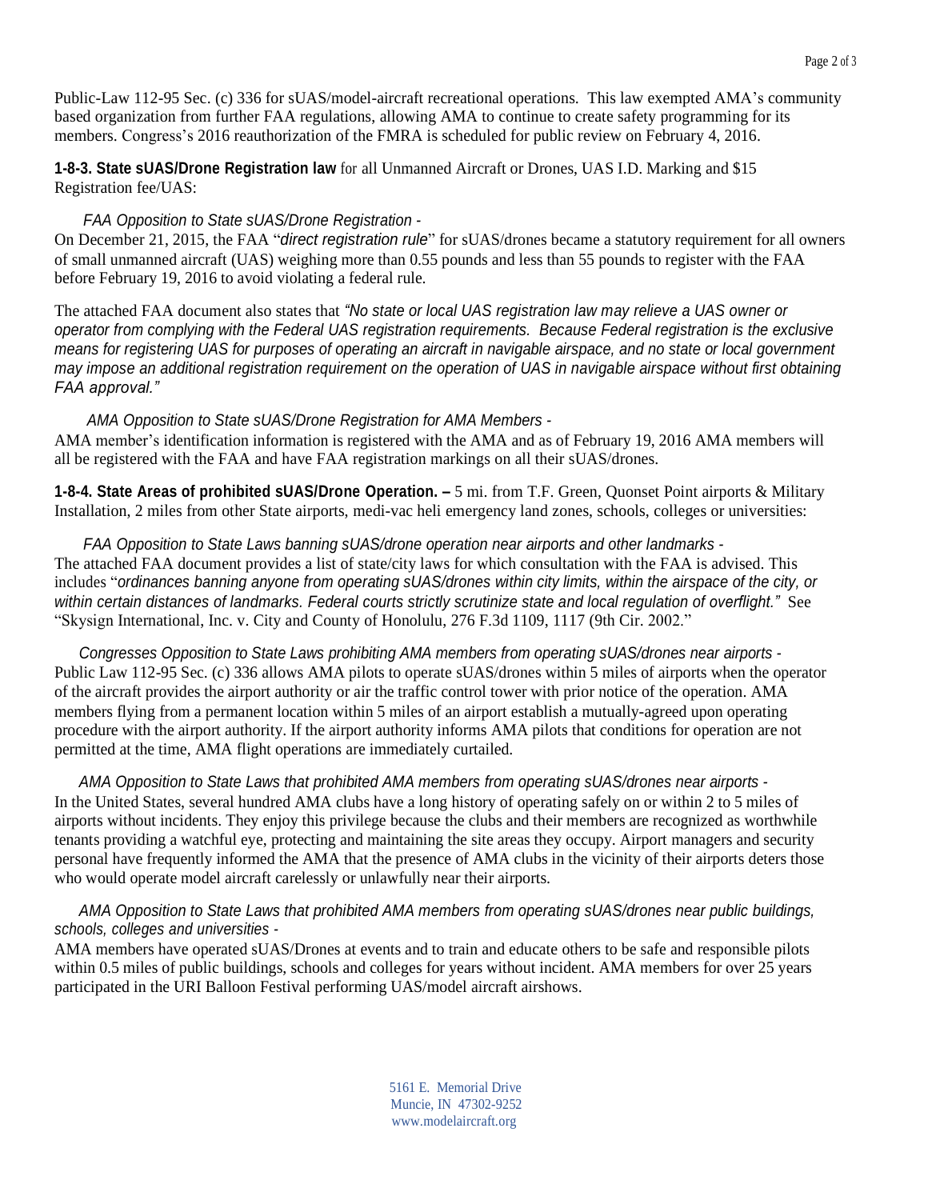Public-Law 112-95 Sec. (c) 336 for sUAS/model-aircraft recreational operations. This law exempted AMA's community based organization from further FAA regulations, allowing AMA to continue to create safety programming for its members. Congress's 2016 reauthorization of the FMRA is scheduled for public review on February 4, 2016.

**1-8-3. State sUAS/Drone Registration law** for all Unmanned Aircraft or Drones, UAS I.D. Marking and $15 Registration fee/UAS:

*FAA Opposition to State sUAS/Drone Registration -*

On December 21, 2015, the FAA "*direct registration rule*" for sUAS/drones became a statutory requirement for all owners of small unmanned aircraft (UAS) weighing more than 0.55 pounds and less than 55 pounds to register with the FAA before February 19, 2016 to avoid violating a federal rule.

The attached FAA document also states that *"No state or local UAS registration law may relieve a UAS owner or operator from complying with the Federal UAS registration requirements. Because Federal registration is the exclusive means for registering UAS for purposes of operating an aircraft in navigable airspace, and no state or local government may impose an additional registration requirement on the operation of UAS in navigable airspace without first obtaining FAA approval."*

*AMA Opposition to State sUAS/Drone Registration for AMA Members -*

AMA member's identification information is registered with the AMA and as of February 19, 2016 AMA members will all be registered with the FAA and have FAA registration markings on all their sUAS/drones.

**1-8-4. State Areas of prohibited sUAS/Drone Operation. –** 5 mi. from T.F. Green, Quonset Point airports & Military Installation, 2 miles from other State airports, medi-vac heli emergency land zones, schools, colleges or universities:

*FAA Opposition to State Laws banning sUAS/drone operation near airports and other landmarks -*

The attached FAA document provides a list of state/city laws for which consultation with the FAA is advised. This includes "*ordinances banning anyone from operating sUAS/drones within city limits, within the airspace of the city, or within certain distances of landmarks. Federal courts strictly scrutinize state and local regulation of overflight."* See "Skysign International, Inc. v. City and County of Honolulu, 276 F.3d 1109, 1117 (9th Cir. 2002."

*Congresses Opposition to State Laws prohibiting AMA members from operating sUAS/drones near airports -*

Public Law 112-95 Sec. (c) 336 allows AMA pilots to operate sUAS/drones within 5 miles of airports when the operator of the aircraft provides the airport authority or air the traffic control tower with prior notice of the operation. AMA members flying from a permanent location within 5 miles of an airport establish a mutually-agreed upon operating procedure with the airport authority. If the airport authority informs AMA pilots that conditions for operation are not permitted at the time, AMA flight operations are immediately curtailed.

*AMA Opposition to State Laws that prohibited AMA members from operating sUAS/drones near airports -*

In the United States, several hundred AMA clubs have a long history of operating safely on or within 2 to 5 miles of airports without incidents. They enjoy this privilege because the clubs and their members are recognized as worthwhile tenants providing a watchful eye, protecting and maintaining the site areas they occupy. Airport managers and security personal have frequently informed the AMA that the presence of AMA clubs in the vicinity of their airports deters those who would operate model aircraft carelessly or unlawfully near their airports.

*AMA Opposition to State Laws that prohibited AMA members from operating sUAS/drones near public buildings, schools, colleges and universities -*

AMA members have operated sUAS/Drones at events and to train and educate others to be safe and responsible pilots within 0.5 miles of public buildings, schools and colleges for years without incident. AMA members for over 25 years participated in the URI Balloon Festival performing UAS/model aircraft airshows.

5161 E. Memorial Drive
Muncie, IN 47302-9252
www.modelaircraft.org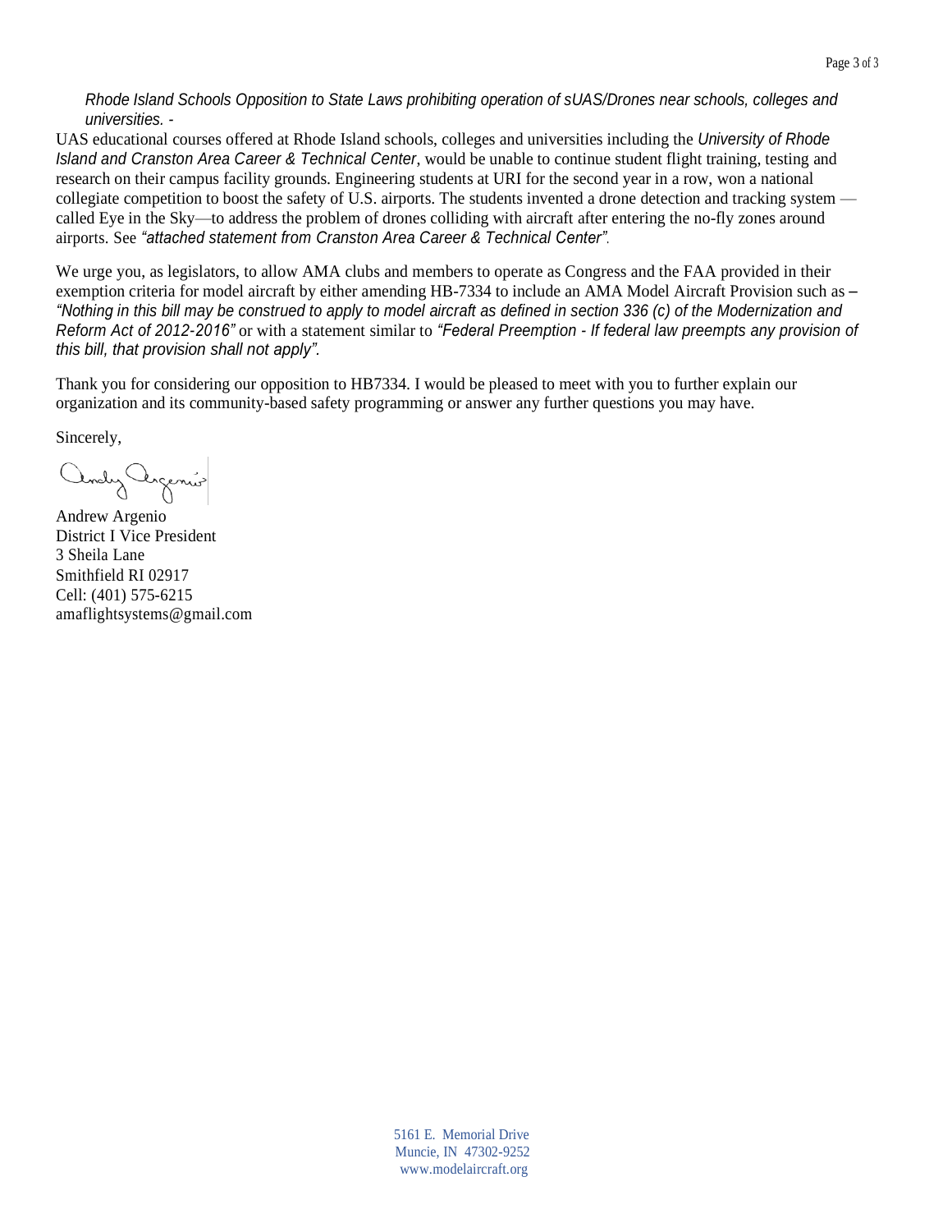*Rhode Island Schools Opposition to State Laws prohibiting operation of sUAS/Drones near schools, colleges and universities. -*

UAS educational courses offered at Rhode Island schools, colleges and universities including the *University of Rhode Island and Cranston Area Career & Technical Center*, would be unable to continue student flight training, testing and research on their campus facility grounds. Engineering students at URI for the second year in a row, won a national collegiate competition to boost the safety of U.S. airports. The students invented a drone detection and tracking system — called Eye in the Sky—to address the problem of drones colliding with aircraft after entering the no-fly zones around airports. See *"attached statement from Cranston Area Career & Technical Center"*.

We urge you, as legislators, to allow AMA clubs and members to operate as Congress and the FAA provided in their exemption criteria for model aircraft by either amending HB-7334 to include an AMA Model Aircraft Provision such as – *"Nothing in this bill may be construed to apply to model aircraft as defined in section 336 (c) of the Modernization and Reform Act of 2012-2016"* or with a statement similar to *"Federal Preemption - If federal law preempts any provision of this bill, that provision shall not apply"*.

Thank you for considering our opposition to HB7334. I would be pleased to meet with you to further explain our organization and its community-based safety programming or answer any further questions you may have.

Sincerely,

Andrew Argenio
District I Vice President
3 Sheila Lane
Smithfield RI 02917
Cell: (401) 575-6215
amaflightsystems@gmail.com

5161 E. Memorial Drive
Muncie, IN 47302-9252
www.modelaircraft.org